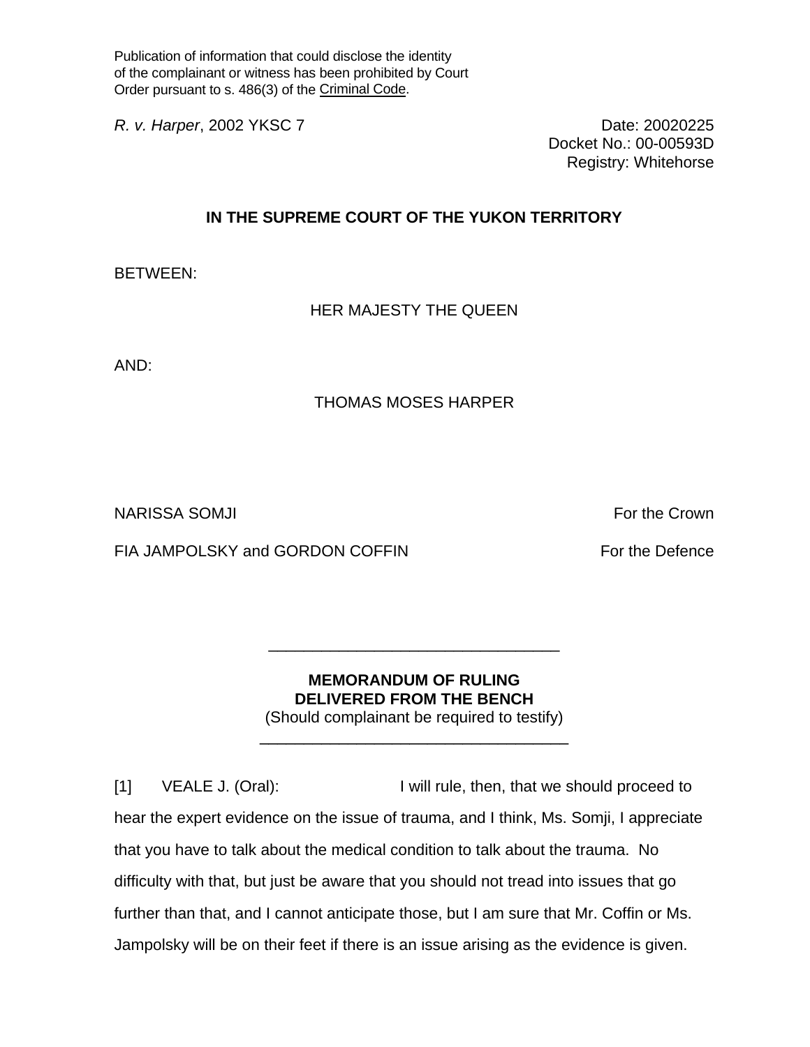Publication of information that could disclose the identity of the complainant or witness has been prohibited by Court Order pursuant to s. 486(3) of the Criminal Code.

*R. v. Harper*, 2002 YKSC 7

Date: 20020225
Docket No.: 00-00593D
Registry: Whitehorse

**IN THE SUPREME COURT OF THE YUKON TERRITORY**

BETWEEN:

HER MAJESTY THE QUEEN

AND:

THOMAS MOSES HARPER

NARISSA SOMJI — For the Crown

FIA JAMPOLSKY and GORDON COFFIN — For the Defence

---

**MEMORANDUM OF RULING**
**DELIVERED FROM THE BENCH**
(Should complainant be required to testify)

---

[1] VEALE J. (Oral): I will rule, then, that we should proceed to hear the expert evidence on the issue of trauma, and I think, Ms. Somji, I appreciate that you have to talk about the medical condition to talk about the trauma. No difficulty with that, but just be aware that you should not tread into issues that go further than that, and I cannot anticipate those, but I am sure that Mr. Coffin or Ms. Jampolsky will be on their feet if there is an issue arising as the evidence is given.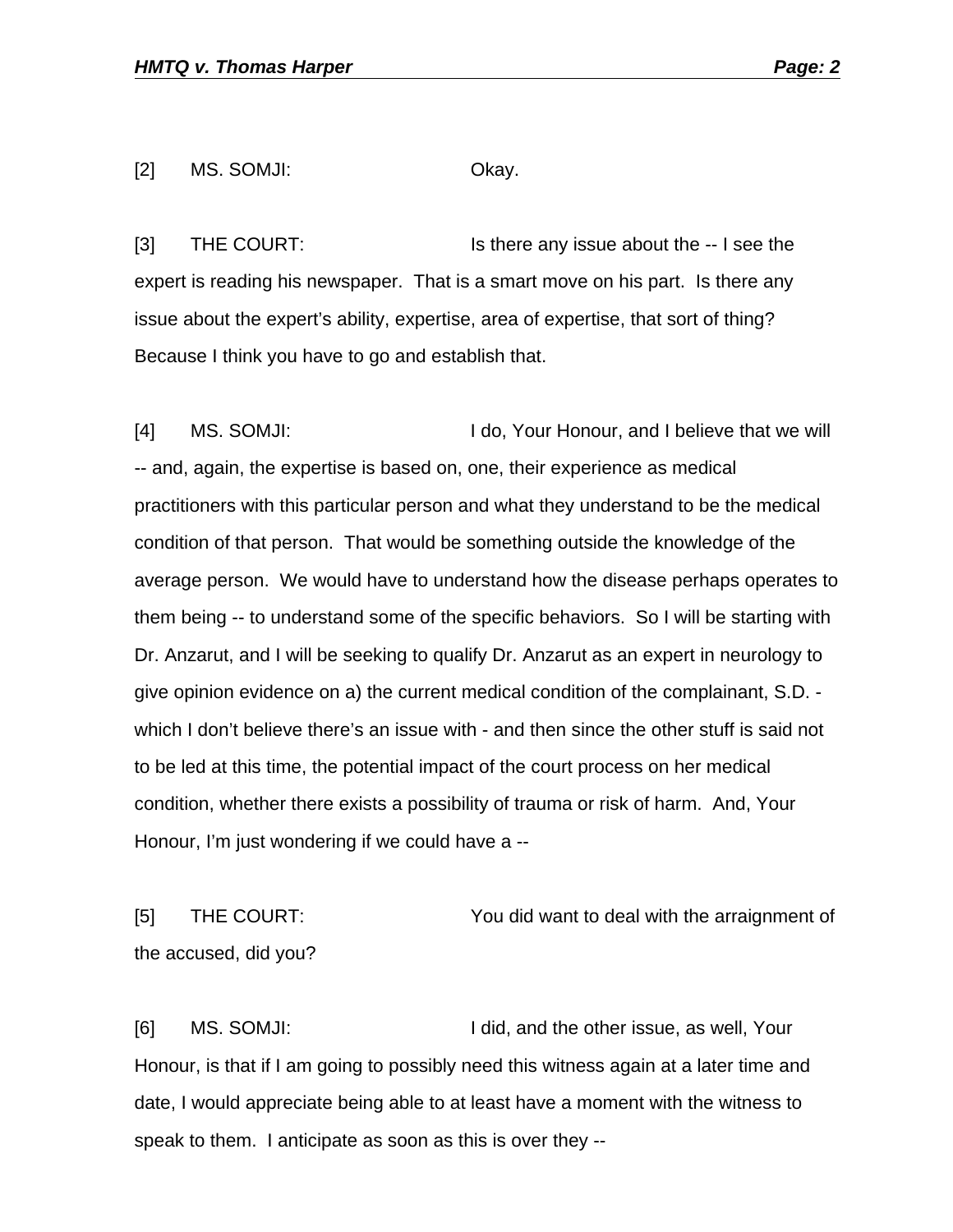[2] MS. SOMJI: Okay.

[3] THE COURT: Is there any issue about the -- I see the expert is reading his newspaper. That is a smart move on his part. Is there any issue about the expert's ability, expertise, area of expertise, that sort of thing? Because I think you have to go and establish that.

[4] MS. SOMJI: I do, Your Honour, and I believe that we will -- and, again, the expertise is based on, one, their experience as medical practitioners with this particular person and what they understand to be the medical condition of that person. That would be something outside the knowledge of the average person. We would have to understand how the disease perhaps operates to them being -- to understand some of the specific behaviors. So I will be starting with Dr. Anzarut, and I will be seeking to qualify Dr. Anzarut as an expert in neurology to give opinion evidence on a) the current medical condition of the complainant, S.D. - which I don't believe there's an issue with - and then since the other stuff is said not to be led at this time, the potential impact of the court process on her medical condition, whether there exists a possibility of trauma or risk of harm. And, Your Honour, I'm just wondering if we could have a --

[5] THE COURT: You did want to deal with the arraignment of the accused, did you?

[6] MS. SOMJI: I did, and the other issue, as well, Your Honour, is that if I am going to possibly need this witness again at a later time and date, I would appreciate being able to at least have a moment with the witness to speak to them. I anticipate as soon as this is over they --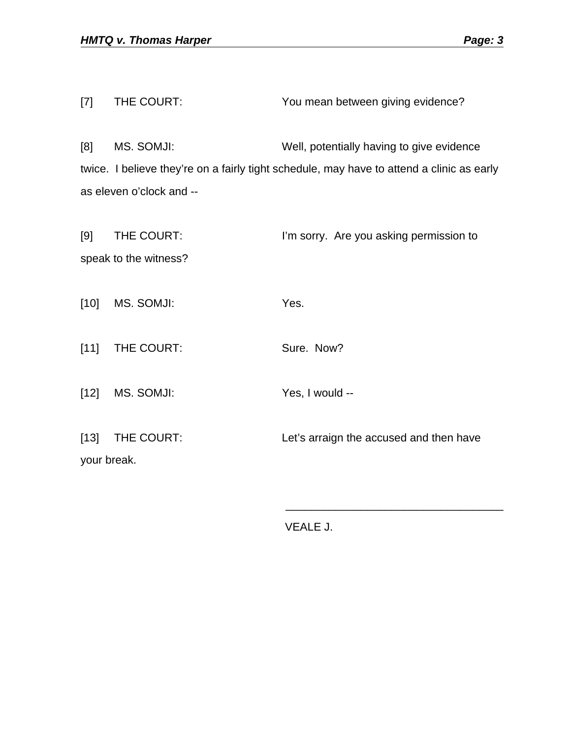[7] THE COURT: You mean between giving evidence?

[8] MS. SOMJI: Well, potentially having to give evidence twice. I believe they're on a fairly tight schedule, may have to attend a clinic as early as eleven o'clock and --

[9] THE COURT: I'm sorry. Are you asking permission to speak to the witness?

[10] MS. SOMJI: Yes.

[11] THE COURT: Sure. Now?

[12] MS. SOMJI: Yes, I would --

[13] THE COURT: Let's arraign the accused and then have your break.

\_\_\_\_\_\_\_\_\_\_\_\_\_\_\_\_\_\_\_\_\_\_\_\_\_\_\_\_\_\_\_\_\_\_\_

VEALE J.